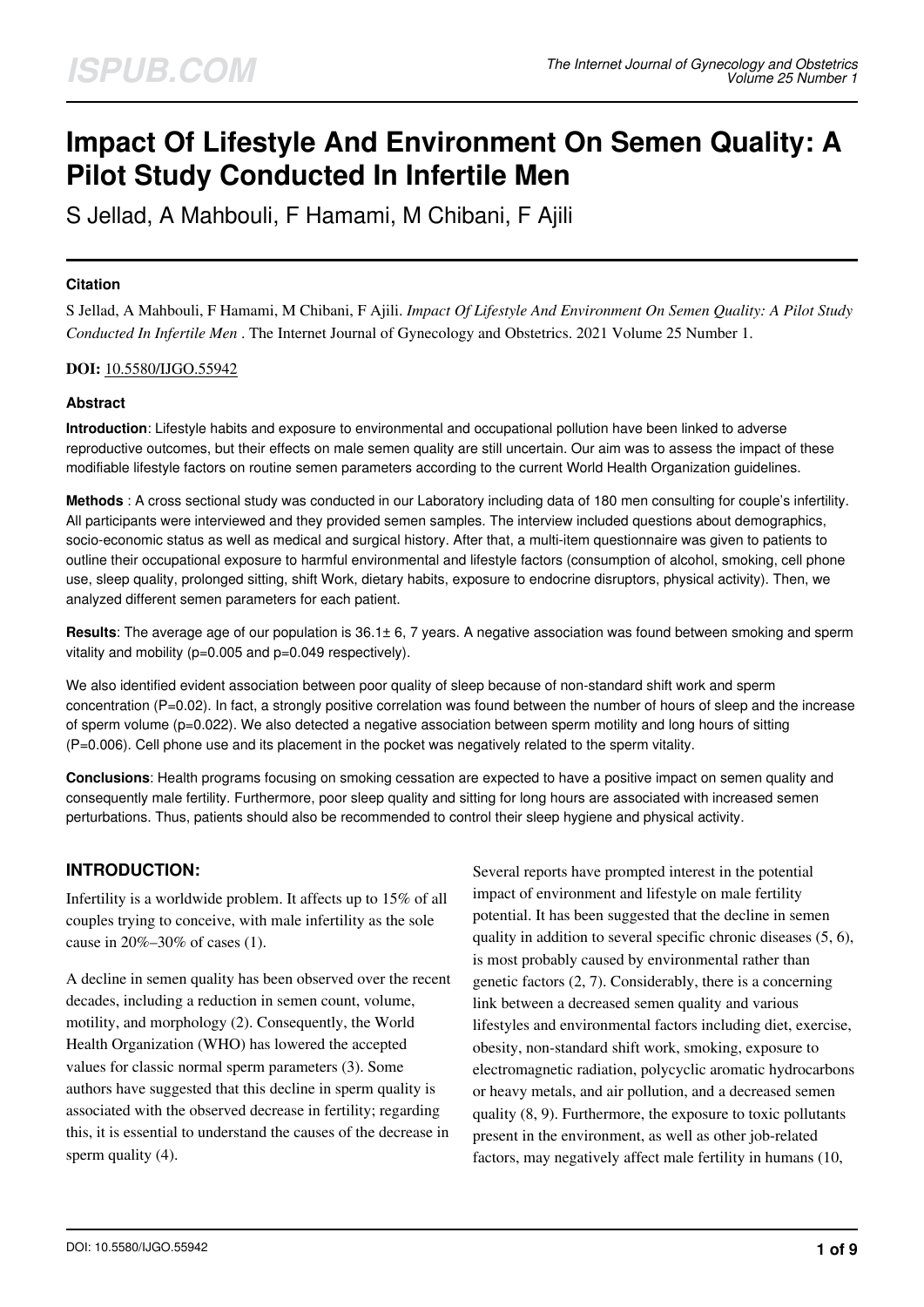# Impact Of Lifestyle And Environment On Semen Quality: A Pilot Study Conducted In Infertile Men

S Jellad, A Mahbouli, F Hamami, M Chibani, F Ajili

### Citation

S Jellad, A Mahbouli, F Hamami, M Chibani, F Ajili. *Impact Of Lifestyle And Environment On Semen Quality: A Pilot Study Conducted In Infertile Men*. The Internet Journal of Gynecology and Obstetrics. 2021 Volume 25 Number 1.

**DOI:** 10.5580/IJGO.55942

### Abstract

**Introduction**: Lifestyle habits and exposure to environmental and occupational pollution have been linked to adverse reproductive outcomes, but their effects on male semen quality are still uncertain. Our aim was to assess the impact of these modifiable lifestyle factors on routine semen parameters according to the current World Health Organization guidelines.

**Methods** : A cross sectional study was conducted in our Laboratory including data of 180 men consulting for couple's infertility. All participants were interviewed and they provided semen samples. The interview included questions about demographics, socio-economic status as well as medical and surgical history. After that, a multi-item questionnaire was given to patients to outline their occupational exposure to harmful environmental and lifestyle factors (consumption of alcohol, smoking, cell phone use, sleep quality, prolonged sitting, shift Work, dietary habits, exposure to endocrine disruptors, physical activity). Then, we analyzed different semen parameters for each patient.

**Results**: The average age of our population is 36.1± 6, 7 years. A negative association was found between smoking and sperm vitality and mobility (p=0.005 and p=0.049 respectively).

We also identified evident association between poor quality of sleep because of non-standard shift work and sperm concentration (P=0.02). In fact, a strongly positive correlation was found between the number of hours of sleep and the increase of sperm volume (p=0.022). We also detected a negative association between sperm motility and long hours of sitting (P=0.006). Cell phone use and its placement in the pocket was negatively related to the sperm vitality.

**Conclusions**: Health programs focusing on smoking cessation are expected to have a positive impact on semen quality and consequently male fertility. Furthermore, poor sleep quality and sitting for long hours are associated with increased semen perturbations. Thus, patients should also be recommended to control their sleep hygiene and physical activity.

## INTRODUCTION:

Infertility is a worldwide problem. It affects up to 15% of all couples trying to conceive, with male infertility as the sole cause in 20%–30% of cases (1).

A decline in semen quality has been observed over the recent decades, including a reduction in semen count, volume, motility, and morphology (2). Consequently, the World Health Organization (WHO) has lowered the accepted values for classic normal sperm parameters (3). Some authors have suggested that this decline in sperm quality is associated with the observed decrease in fertility; regarding this, it is essential to understand the causes of the decrease in sperm quality (4).

Several reports have prompted interest in the potential impact of environment and lifestyle on male fertility potential. It has been suggested that the decline in semen quality in addition to several specific chronic diseases (5, 6), is most probably caused by environmental rather than genetic factors (2, 7). Considerably, there is a concerning link between a decreased semen quality and various lifestyles and environmental factors including diet, exercise, obesity, non-standard shift work, smoking, exposure to electromagnetic radiation, polycyclic aromatic hydrocarbons or heavy metals, and air pollution, and a decreased semen quality (8, 9). Furthermore, the exposure to toxic pollutants present in the environment, as well as other job-related factors, may negatively affect male fertility in humans (10,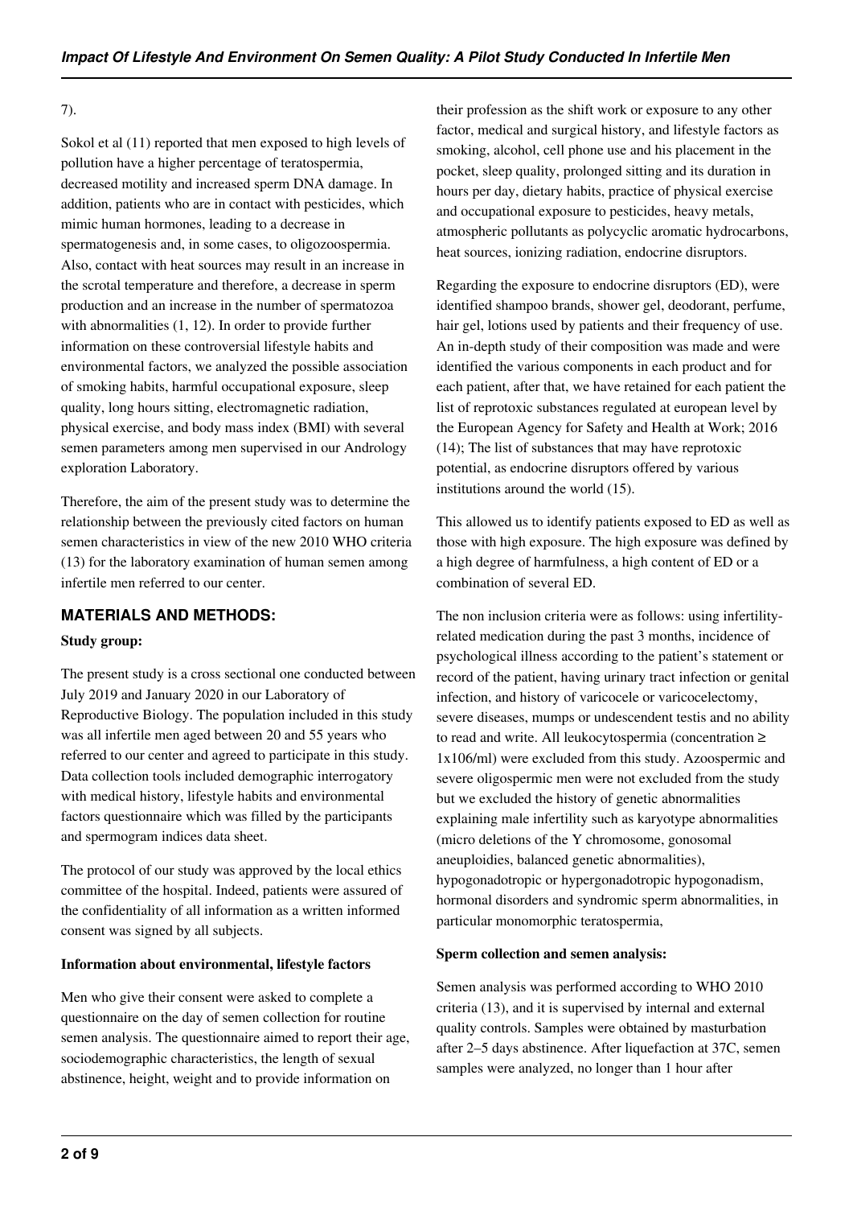7).

Sokol et al (11) reported that men exposed to high levels of pollution have a higher percentage of teratospermia, decreased motility and increased sperm DNA damage. In addition, patients who are in contact with pesticides, which mimic human hormones, leading to a decrease in spermatogenesis and, in some cases, to oligozoospermia. Also, contact with heat sources may result in an increase in the scrotal temperature and therefore, a decrease in sperm production and an increase in the number of spermatozoa with abnormalities (1, 12). In order to provide further information on these controversial lifestyle habits and environmental factors, we analyzed the possible association of smoking habits, harmful occupational exposure, sleep quality, long hours sitting, electromagnetic radiation, physical exercise, and body mass index (BMI) with several semen parameters among men supervised in our Andrology exploration Laboratory.

Therefore, the aim of the present study was to determine the relationship between the previously cited factors on human semen characteristics in view of the new 2010 WHO criteria (13) for the laboratory examination of human semen among infertile men referred to our center.

## MATERIALS AND METHODS:

### Study group:

The present study is a cross sectional one conducted between July 2019 and January 2020 in our Laboratory of Reproductive Biology. The population included in this study was all infertile men aged between 20 and 55 years who referred to our center and agreed to participate in this study. Data collection tools included demographic interrogatory with medical history, lifestyle habits and environmental factors questionnaire which was filled by the participants and spermogram indices data sheet.

The protocol of our study was approved by the local ethics committee of the hospital. Indeed, patients were assured of the confidentiality of all information as a written informed consent was signed by all subjects.

### Information about environmental, lifestyle factors

Men who give their consent were asked to complete a questionnaire on the day of semen collection for routine semen analysis. The questionnaire aimed to report their age, sociodemographic characteristics, the length of sexual abstinence, height, weight and to provide information on their profession as the shift work or exposure to any other factor, medical and surgical history, and lifestyle factors as smoking, alcohol, cell phone use and his placement in the pocket, sleep quality, prolonged sitting and its duration in hours per day, dietary habits, practice of physical exercise and occupational exposure to pesticides, heavy metals, atmospheric pollutants as polycyclic aromatic hydrocarbons, heat sources, ionizing radiation, endocrine disruptors.

Regarding the exposure to endocrine disruptors (ED), were identified shampoo brands, shower gel, deodorant, perfume, hair gel, lotions used by patients and their frequency of use. An in-depth study of their composition was made and were identified the various components in each product and for each patient, after that, we have retained for each patient the list of reprotoxic substances regulated at european level by the European Agency for Safety and Health at Work; 2016 (14); The list of substances that may have reprotoxic potential, as endocrine disruptors offered by various institutions around the world (15).

This allowed us to identify patients exposed to ED as well as those with high exposure. The high exposure was defined by a high degree of harmfulness, a high content of ED or a combination of several ED.

The non inclusion criteria were as follows: using infertility-related medication during the past 3 months, incidence of psychological illness according to the patient's statement or record of the patient, having urinary tract infection or genital infection, and history of varicocele or varicocelectomy, severe diseases, mumps or undescendent testis and no ability to read and write. All leukocytospermia (concentration ≥ $1x10^6$/ml) were excluded from this study. Azoospermic and severe oligospermic men were not excluded from the study but we excluded the history of genetic abnormalities explaining male infertility such as karyotype abnormalities (micro deletions of the Y chromosome, gonosomal aneuploidies, balanced genetic abnormalities), hypogonadotropic or hypergonadotropic hypogonadism, hormonal disorders and syndromic sperm abnormalities, in particular monomorphic teratospermia,

### Sperm collection and semen analysis:

Semen analysis was performed according to WHO 2010 criteria (13), and it is supervised by internal and external quality controls. Samples were obtained by masturbation after 2–5 days abstinence. After liquefaction at 37C, semen samples were analyzed, no longer than 1 hour after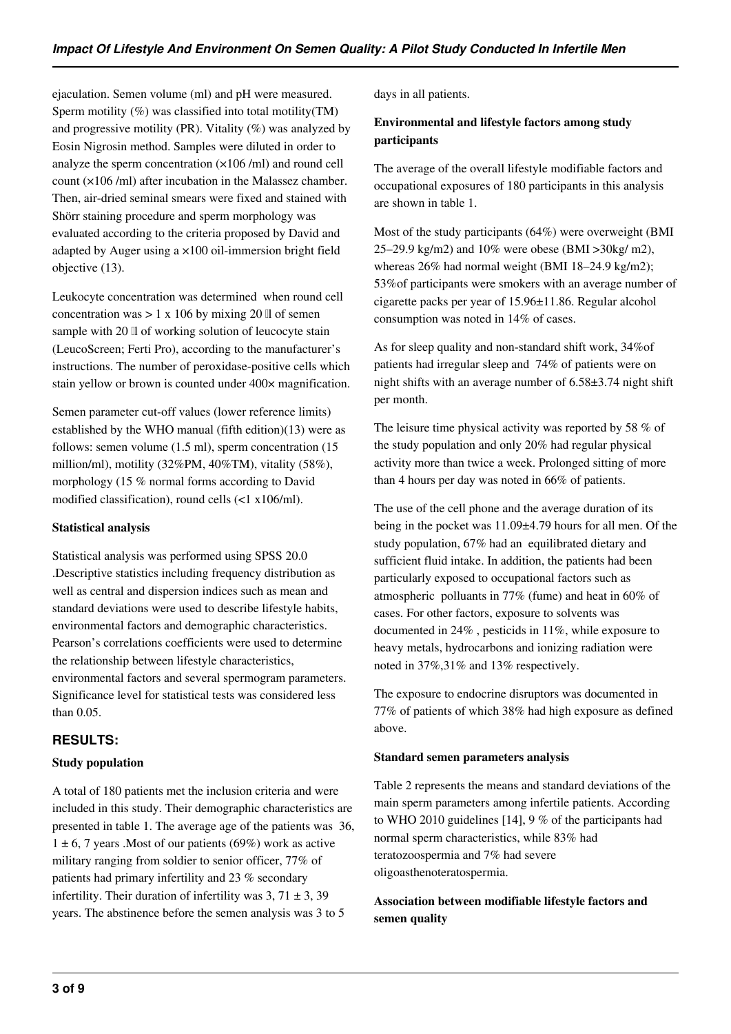ejaculation. Semen volume (ml) and pH were measured. Sperm motility (%) was classified into total motility(TM) and progressive motility (PR). Vitality (%) was analyzed by Eosin Nigrosin method. Samples were diluted in order to analyze the sperm concentration (×106 /ml) and round cell count (×106 /ml) after incubation in the Malassez chamber. Then, air-dried seminal smears were fixed and stained with Shörr staining procedure and sperm morphology was evaluated according to the criteria proposed by David and adapted by Auger using a ×100 oil-immersion bright field objective (13).

Leukocyte concentration was determined when round cell concentration was > 1 x 106 by mixing 20 μl of semen sample with 20 μl of working solution of leucocyte stain (LeucoScreen; Ferti Pro), according to the manufacturer's instructions. The number of peroxidase-positive cells which stain yellow or brown is counted under 400× magnification.

Semen parameter cut-off values (lower reference limits) established by the WHO manual (fifth edition)(13) were as follows: semen volume (1.5 ml), sperm concentration (15 million/ml), motility (32%PM, 40%TM), vitality (58%), morphology (15 % normal forms according to David modified classification), round cells (<1 x106/ml).

**Statistical analysis**

Statistical analysis was performed using SPSS 20.0 .Descriptive statistics including frequency distribution as well as central and dispersion indices such as mean and standard deviations were used to describe lifestyle habits, environmental factors and demographic characteristics. Pearson's correlations coefficients were used to determine the relationship between lifestyle characteristics, environmental factors and several spermogram parameters. Significance level for statistical tests was considered less than 0.05.

## RESULTS:

**Study population**

A total of 180 patients met the inclusion criteria and were included in this study. Their demographic characteristics are presented in table 1. The average age of the patients was 36, 1 ± 6, 7 years .Most of our patients (69%) work as active military ranging from soldier to senior officer, 77% of patients had primary infertility and 23 % secondary infertility. Their duration of infertility was 3, 71 ± 3, 39 years. The abstinence before the semen analysis was 3 to 5 days in all patients.

**Environmental and lifestyle factors among study participants**

The average of the overall lifestyle modifiable factors and occupational exposures of 180 participants in this analysis are shown in table 1.

Most of the study participants (64%) were overweight (BMI 25–29.9 kg/m2) and 10% were obese (BMI >30kg/ m2), whereas 26% had normal weight (BMI 18–24.9 kg/m2); 53%of participants were smokers with an average number of cigarette packs per year of 15.96±11.86. Regular alcohol consumption was noted in 14% of cases.

As for sleep quality and non-standard shift work, 34%of patients had irregular sleep and 74% of patients were on night shifts with an average number of 6.58±3.74 night shift per month.

The leisure time physical activity was reported by 58 % of the study population and only 20% had regular physical activity more than twice a week. Prolonged sitting of more than 4 hours per day was noted in 66% of patients.

The use of the cell phone and the average duration of its being in the pocket was 11.09±4.79 hours for all men. Of the study population, 67% had an equilibrated dietary and sufficient fluid intake. In addition, the patients had been particularly exposed to occupational factors such as atmospheric polluants in 77% (fume) and heat in 60% of cases. For other factors, exposure to solvents was documented in 24% , pesticids in 11%, while exposure to heavy metals, hydrocarbons and ionizing radiation were noted in 37%,31% and 13% respectively.

The exposure to endocrine disruptors was documented in 77% of patients of which 38% had high exposure as defined above.

**Standard semen parameters analysis**

Table 2 represents the means and standard deviations of the main sperm parameters among infertile patients. According to WHO 2010 guidelines [14], 9 % of the participants had normal sperm characteristics, while 83% had teratozoospermia and 7% had severe oligoasthenoteratospermia.

**Association between modifiable lifestyle factors and semen quality**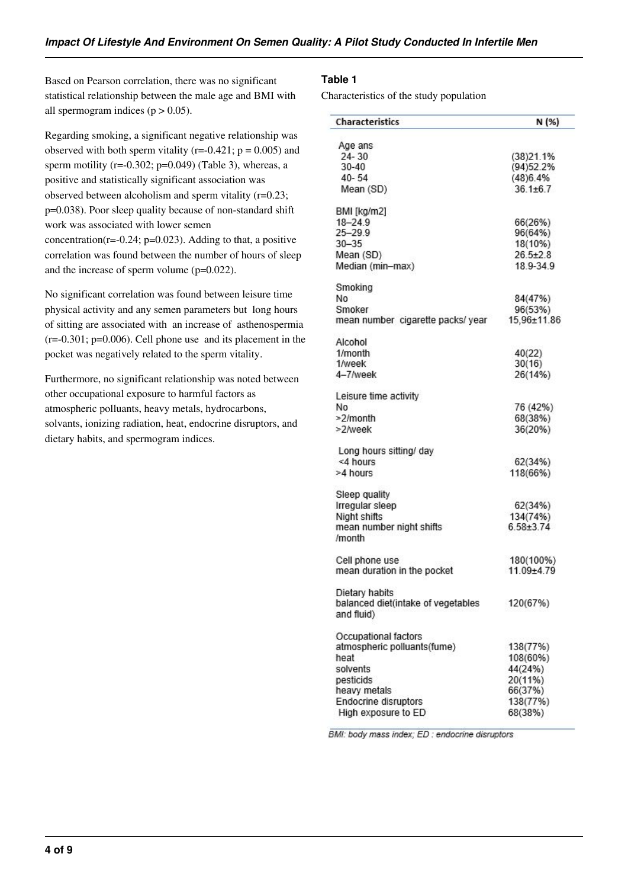Based on Pearson correlation, there was no significant statistical relationship between the male age and BMI with all spermogram indices ($p > 0.05$).

Regarding smoking, a significant negative relationship was observed with both sperm vitality ($r=-0.421$; $p = 0.005$) and sperm motility ($r=-0.302$; $p=0.049$) (Table 3), whereas, a positive and statistically significant association was observed between alcoholism and sperm vitality ($r=0.23$; $p=0.038$). Poor sleep quality because of non-standard shift work was associated with lower semen concentration($r=-0.24$; $p=0.023$). Adding to that, a positive correlation was found between the number of hours of sleep and the increase of sperm volume ($p=0.022$).

No significant correlation was found between leisure time physical activity and any semen parameters but long hours of sitting are associated with an increase of asthenospermia ($r=-0.301$; $p=0.006$). Cell phone use and its placement in the pocket was negatively related to the sperm vitality.

Furthermore, no significant relationship was noted between other occupational exposure to harmful factors as atmospheric polluants, heavy metals, hydrocarbons, solvants, ionizing radiation, heat, endocrine disruptors, and dietary habits, and spermogram indices.

**Table 1**

Characteristics of the study population

| Characteristics | N (%) |
|---|---|
| Age ans | |
| 24- 30 | (38)21.1% |
| 30-40 | (94)52.2% |
| 40- 54 | (48)6.4% |
| Mean (SD) | 36.1±6.7 |
| BMI [kg/m2] | |
| 18–24.9 | 66(26%) |
| 25–29.9 | 96(64%) |
| 30–35 | 18(10%) |
| Mean (SD) | 26.5±2.8 |
| Median (min–max) | 18.9-34.9 |
| Smoking | |
| No | 84(47%) |
| Smoker | 96(53%) |
| mean number cigarette packs/ year | 15,96±11.86 |
| Alcohol | |
| 1/month | 40(22) |
| 1/week | 30(16) |
| 4–7/week | 26(14%) |
| Leisure time activity | |
| No | 76 (42%) |
| >2/month | 68(38%) |
| >2/week | 36(20%) |
| Long hours sitting/ day | |
| <4 hours | 62(34%) |
| >4 hours | 118(66%) |
| Sleep quality | |
| Irregular sleep | 62(34%) |
| Night shifts | 134(74%) |
| mean number night shifts /month | 6.58±3.74 |
| Cell phone use | 180(100%) |
| mean duration in the pocket | 11.09±4.79 |
| Dietary habits | |
| balanced diet(intake of vegetables and fluid) | 120(67%) |
| Occupational factors | |
| atmospheric polluants(fume) | 138(77%) |
| heat | 108(60%) |
| solvents | 44(24%) |
| pesticids | 20(11%) |
| heavy metals | 66(37%) |
| Endocrine disruptors | 138(77%) |
| High exposure to ED | 68(38%) |

BMI: body mass index; ED : endocrine disruptors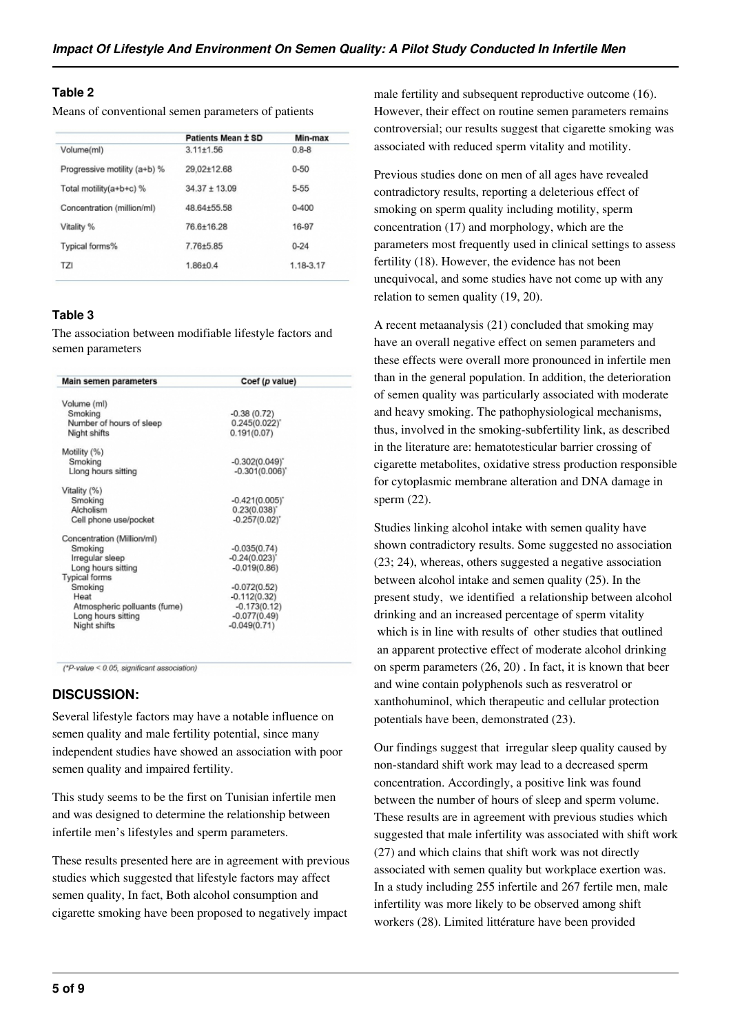### Table 2

Means of conventional semen parameters of patients

| | Patients Mean ± SD | Min-max |
|---|---|---|
| Volume(ml) | 3.11±1.56 | 0.8-8 |
| Progressive motility (a+b) % | 29,02±12.68 | 0-50 |
| Total motility(a+b+c) % | 34.37 ± 13.09 | 5-55 |
| Concentration (million/ml) | 48.64±55.58 | 0-400 |
| Vitality % | 76.6±16.28 | 16-97 |
| Typical forms% | 7.76±5.85 | 0-24 |
| TZI | 1.86±0.4 | 1.18-3.17 |

### Table 3

The association between modifiable lifestyle factors and semen parameters

| Main semen parameters | Coef (p value) |
|---|---|
| **Volume (ml)** | |
| Smoking | -0.38 (0.72) |
| Number of hours of sleep | 0.245(0.022)* |
| Night shifts | 0.191(0.07) |
| **Motility (%)** | |
| Smoking | -0.302(0.049)* |
| Llong hours sitting | -0.301(0.006)* |
| **Vitality (%)** | |
| Smoking | -0.421(0.005)* |
| Alcholism | 0.23(0.038)* |
| Cell phone use/pocket | -0.257(0.02)* |
| **Concentration (Million/ml)** | |
| Smoking | -0.035(0.74) |
| Irregular sleep | -0.24(0.023)* |
| Long hours sitting | -0.019(0.86) |
| **Typical forms** | |
| Smoking | -0.072(0.52) |
| Heat | -0.112(0.32) |
| Atmospheric polluants (fume) | -0.173(0.12) |
| Long hours sitting | -0.077(0.49) |
| Night shifts | -0.049(0.71) |

(*P-value < 0.05, significant association)

## DISCUSSION:

Several lifestyle factors may have a notable influence on semen quality and male fertility potential, since many independent studies have showed an association with poor semen quality and impaired fertility.

This study seems to be the first on Tunisian infertile men and was designed to determine the relationship between infertile men's lifestyles and sperm parameters.

These results presented here are in agreement with previous studies which suggested that lifestyle factors may affect semen quality, In fact, Both alcohol consumption and cigarette smoking have been proposed to negatively impact male fertility and subsequent reproductive outcome (16). However, their effect on routine semen parameters remains controversial; our results suggest that cigarette smoking was associated with reduced sperm vitality and motility.

Previous studies done on men of all ages have revealed contradictory results, reporting a deleterious effect of smoking on sperm quality including motility, sperm concentration (17) and morphology, which are the parameters most frequently used in clinical settings to assess fertility (18). However, the evidence has not been unequivocal, and some studies have not come up with any relation to semen quality (19, 20).

A recent metaanalysis (21) concluded that smoking may have an overall negative effect on semen parameters and these effects were overall more pronounced in infertile men than in the general population. In addition, the deterioration of semen quality was particularly associated with moderate and heavy smoking. The pathophysiological mechanisms, thus, involved in the smoking-subfertility link, as described in the literature are: hematotesticular barrier crossing of cigarette metabolites, oxidative stress production responsible for cytoplasmic membrane alteration and DNA damage in sperm (22).

Studies linking alcohol intake with semen quality have shown contradictory results. Some suggested no association (23; 24), whereas, others suggested a negative association between alcohol intake and semen quality (25). In the present study, we identified a relationship between alcohol drinking and an increased percentage of sperm vitality which is in line with results of other studies that outlined an apparent protective effect of moderate alcohol drinking on sperm parameters (26, 20) . In fact, it is known that beer and wine contain polyphenols such as resveratrol or xanthohuminol, which therapeutic and cellular protection potentials have been, demonstrated (23).

Our findings suggest that irregular sleep quality caused by non-standard shift work may lead to a decreased sperm concentration. Accordingly, a positive link was found between the number of hours of sleep and sperm volume. These results are in agreement with previous studies which suggested that male infertility was associated with shift work (27) and which clains that shift work was not directly associated with semen quality but workplace exertion was. In a study including 255 infertile and 267 fertile men, male infertility was more likely to be observed among shift workers (28). Limited littérature have been provided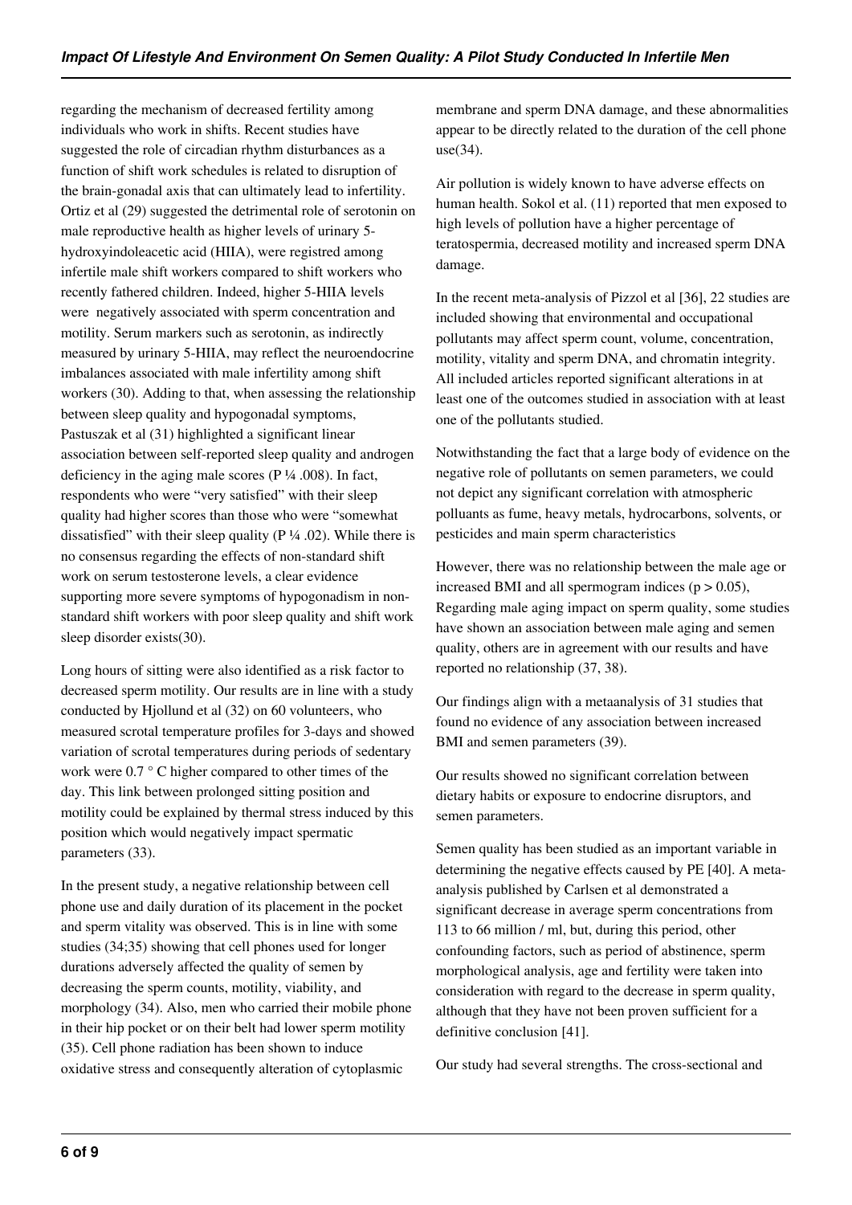regarding the mechanism of decreased fertility among individuals who work in shifts. Recent studies have suggested the role of circadian rhythm disturbances as a function of shift work schedules is related to disruption of the brain-gonadal axis that can ultimately lead to infertility. Ortiz et al (29) suggested the detrimental role of serotonin on male reproductive health as higher levels of urinary 5-hydroxyindoleacetic acid (HIIA), were registred among infertile male shift workers compared to shift workers who recently fathered children. Indeed, higher 5-HIIA levels were negatively associated with sperm concentration and motility. Serum markers such as serotonin, as indirectly measured by urinary 5-HIIA, may reflect the neuroendocrine imbalances associated with male infertility among shift workers (30). Adding to that, when assessing the relationship between sleep quality and hypogonadal symptoms, Pastuszak et al (31) highlighted a significant linear association between self-reported sleep quality and androgen deficiency in the aging male scores (P ¼ .008). In fact, respondents who were "very satisfied" with their sleep quality had higher scores than those who were "somewhat dissatisfied" with their sleep quality (P ¼ .02). While there is no consensus regarding the effects of non-standard shift work on serum testosterone levels, a clear evidence supporting more severe symptoms of hypogonadism in non-standard shift workers with poor sleep quality and shift work sleep disorder exists(30).

Long hours of sitting were also identified as a risk factor to decreased sperm motility. Our results are in line with a study conducted by Hjollund et al (32) on 60 volunteers, who measured scrotal temperature profiles for 3-days and showed variation of scrotal temperatures during periods of sedentary work were 0.7 ° C higher compared to other times of the day. This link between prolonged sitting position and motility could be explained by thermal stress induced by this position which would negatively impact spermatic parameters (33).

In the present study, a negative relationship between cell phone use and daily duration of its placement in the pocket and sperm vitality was observed. This is in line with some studies (34;35) showing that cell phones used for longer durations adversely affected the quality of semen by decreasing the sperm counts, motility, viability, and morphology (34). Also, men who carried their mobile phone in their hip pocket or on their belt had lower sperm motility (35). Cell phone radiation has been shown to induce oxidative stress and consequently alteration of cytoplasmic membrane and sperm DNA damage, and these abnormalities appear to be directly related to the duration of the cell phone use(34).

Air pollution is widely known to have adverse effects on human health. Sokol et al. (11) reported that men exposed to high levels of pollution have a higher percentage of teratospermia, decreased motility and increased sperm DNA damage.

In the recent meta-analysis of Pizzol et al [36], 22 studies are included showing that environmental and occupational pollutants may affect sperm count, volume, concentration, motility, vitality and sperm DNA, and chromatin integrity. All included articles reported significant alterations in at least one of the outcomes studied in association with at least one of the pollutants studied.

Notwithstanding the fact that a large body of evidence on the negative role of pollutants on semen parameters, we could not depict any significant correlation with atmospheric pollutants as fume, heavy metals, hydrocarbons, solvents, or pesticides and main sperm characteristics

However, there was no relationship between the male age or increased BMI and all spermogram indices ($p > 0.05$), Regarding male aging impact on sperm quality, some studies have shown an association between male aging and semen quality, others are in agreement with our results and have reported no relationship (37, 38).

Our findings align with a metaanalysis of 31 studies that found no evidence of any association between increased BMI and semen parameters (39).

Our results showed no significant correlation between dietary habits or exposure to endocrine disruptors, and semen parameters.

Semen quality has been studied as an important variable in determining the negative effects caused by PE [40]. A meta-analysis published by Carlsen et al demonstrated a significant decrease in average sperm concentrations from 113 to 66 million / ml, but, during this period, other confounding factors, such as period of abstinence, sperm morphological analysis, age and fertility were taken into consideration with regard to the decrease in sperm quality, although that they have not been proven sufficient for a definitive conclusion [41].

Our study had several strengths. The cross-sectional and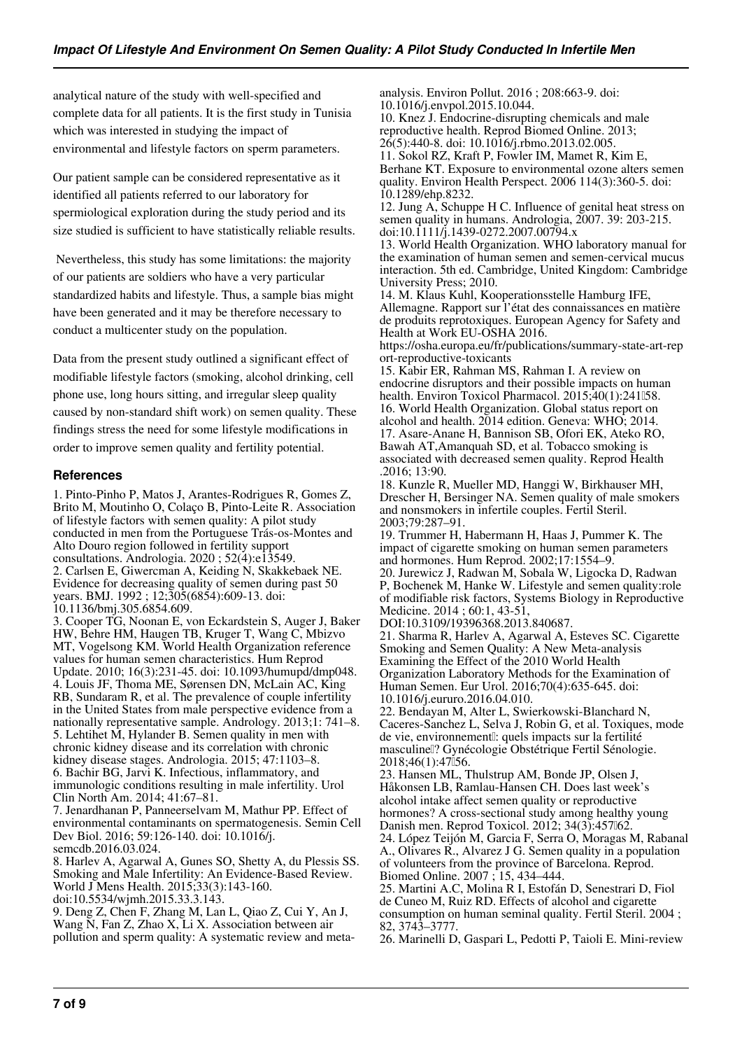analytical nature of the study with well-specified and complete data for all patients. It is the first study in Tunisia which was interested in studying the impact of environmental and lifestyle factors on sperm parameters.

Our patient sample can be considered representative as it identified all patients referred to our laboratory for spermiological exploration during the study period and its size studied is sufficient to have statistically reliable results.

Nevertheless, this study has some limitations: the majority of our patients are soldiers who have a very particular standardized habits and lifestyle. Thus, a sample bias might have been generated and it may be therefore necessary to conduct a multicenter study on the population.

Data from the present study outlined a significant effect of modifiable lifestyle factors (smoking, alcohol drinking, cell phone use, long hours sitting, and irregular sleep quality caused by non-standard shift work) on semen quality. These findings stress the need for some lifestyle modifications in order to improve semen quality and fertility potential.

## References

1. Pinto-Pinho P, Matos J, Arantes-Rodrigues R, Gomes Z, Brito M, Moutinho O, Colaço B, Pinto-Leite R. Association of lifestyle factors with semen quality: A pilot study conducted in men from the Portuguese Trás-os-Montes and Alto Douro region followed in fertility support consultations. Andrologia. 2020 ; 52(4):e13549.
2. Carlsen E, Giwercman A, Keiding N, Skakkebaek NE. Evidence for decreasing quality of semen during past 50 years. BMJ. 1992 ; 12;305(6854):609-13. doi: 10.1136/bmj.305.6854.609.
3. Cooper TG, Noonan E, von Eckardstein S, Auger J, Baker HW, Behre HM, Haugen TB, Kruger T, Wang C, Mbizvo MT, Vogelsong KM. World Health Organization reference values for human semen characteristics. Hum Reprod Update. 2010; 16(3):231-45. doi: 10.1093/humupd/dmp048.
4. Louis JF, Thoma ME, Sørensen DN, McLain AC, King RB, Sundaram R, et al. The prevalence of couple infertility in the United States from male perspective evidence from a nationally representative sample. Andrology. 2013;1: 741–8.
5. Lehtihet M, Hylander B. Semen quality in men with chronic kidney disease and its correlation with chronic kidney disease stages. Andrologia. 2015; 47:1103–8.
6. Bachir BG, Jarvi K. Infectious, inflammatory, and immunologic conditions resulting in male infertility. Urol Clin North Am. 2014; 41:67–81.
7. Jenardhanan P, Panneerselvam M, Mathur PP. Effect of environmental contaminants on spermatogenesis. Semin Cell Dev Biol. 2016; 59:126-140. doi: 10.1016/j.semcdb.2016.03.024.
8. Harlev A, Agarwal A, Gunes SO, Shetty A, du Plessis SS. Smoking and Male Infertility: An Evidence-Based Review. World J Mens Health. 2015;33(3):143-160. doi:10.5534/wjmh.2015.33.3.143.
9. Deng Z, Chen F, Zhang M, Lan L, Qiao Z, Cui Y, An J, Wang N, Fan Z, Zhao X, Li X. Association between air pollution and sperm quality: A systematic review and meta-analysis. Environ Pollut. 2016 ; 208:663-9. doi: 10.1016/j.envpol.2015.10.044.
10. Knez J. Endocrine-disrupting chemicals and male reproductive health. Reprod Biomed Online. 2013; 26(5):440-8. doi: 10.1016/j.rbmo.2013.02.005.
11. Sokol RZ, Kraft P, Fowler IM, Mamet R, Kim E, Berhane KT. Exposure to environmental ozone alters semen quality. Environ Health Perspect. 2006 114(3):360-5. doi: 10.1289/ehp.8232.
12. Jung A, Schuppe H C. Influence of genital heat stress on semen quality in humans. Andrologia, 2007. 39: 203-215. doi:10.1111/j.1439-0272.2007.00794.x
13. World Health Organization. WHO laboratory manual for the examination of human semen and semen-cervical mucus interaction. 5th ed. Cambridge, United Kingdom: Cambridge University Press; 2010.
14. M. Klaus Kuhl, Kooperationsstelle Hamburg IFE, Allemagne. Rapport sur l'état des connaissances en matière de produits reprotoxiques. European Agency for Safety and Health at Work EU-OSHA 2016. https://osha.europa.eu/fr/publications/summary-state-art-report-reproductive-toxicants
15. Kabir ER, Rahman MS, Rahman I. A review on endocrine disruptors and their possible impacts on human health. Environ Toxicol Pharmacol. 2015;40(1):241–58.
16. World Health Organization. Global status report on alcohol and health. 2014 edition. Geneva: WHO; 2014.
17. Asare-Anane H, Bannison SB, Ofori EK, Ateko RO, Bawah AT,Amanquah SD, et al. Tobacco smoking is associated with decreased semen quality. Reprod Health .2016; 13:90.
18. Kunzle R, Mueller MD, Hanggi W, Birkhauser MH, Drescher H, Bersinger NA. Semen quality of male smokers and nonsmokers in infertile couples. Fertil Steril. 2003;79:287–91.
19. Trummer H, Habermann H, Haas J, Pummer K. The impact of cigarette smoking on human semen parameters and hormones. Hum Reprod. 2002;17:1554–9.
20. Jurewicz J, Radwan M, Sobala W, Ligocka D, Radwan P, Bochenek M, Hanke W. Lifestyle and semen quality:role of modifiable risk factors, Systems Biology in Reproductive Medicine. 2014 ; 60:1, 43-51, DOI:10.3109/19396368.2013.840687.
21. Sharma R, Harlev A, Agarwal A, Esteves SC. Cigarette Smoking and Semen Quality: A New Meta-analysis Examining the Effect of the 2010 World Health Organization Laboratory Methods for the Examination of Human Semen. Eur Urol. 2016;70(4):635-645. doi: 10.1016/j.eururo.2016.04.010.
22. Bendayan M, Alter L, Swierkowski-Blanchard N, Caceres-Sanchez L, Selva J, Robin G, et al. Toxiques, mode de vie, environnement : quels impacts sur la fertilité masculine ? Gynécologie Obstétrique Fertil Sénologie. 2018;46(1):47–56.
23. Hansen ML, Thulstrup AM, Bonde JP, Olsen J, Håkonsen LB, Ramlau-Hansen CH. Does last week's alcohol intake affect semen quality or reproductive hormones? A cross-sectional study among healthy young Danish men. Reprod Toxicol. 2012; 34(3):457–62.
24. López Teijón M, Garcia F, Serra O, Moragas M, Rabanal A., Olivares R., Alvarez J G. Semen quality in a population of volunteers from the province of Barcelona. Reprod. Biomed Online. 2007 ; 15, 434–444.
25. Martini A.C, Molina R I, Estofán D, Senestrari D, Fiol de Cuneo M, Ruiz RD. Effects of alcohol and cigarette consumption on human seminal quality. Fertil Steril. 2004 ; 82, 3743–3777.
26. Marinelli D, Gaspari L, Pedotti P, Taioli E. Mini-review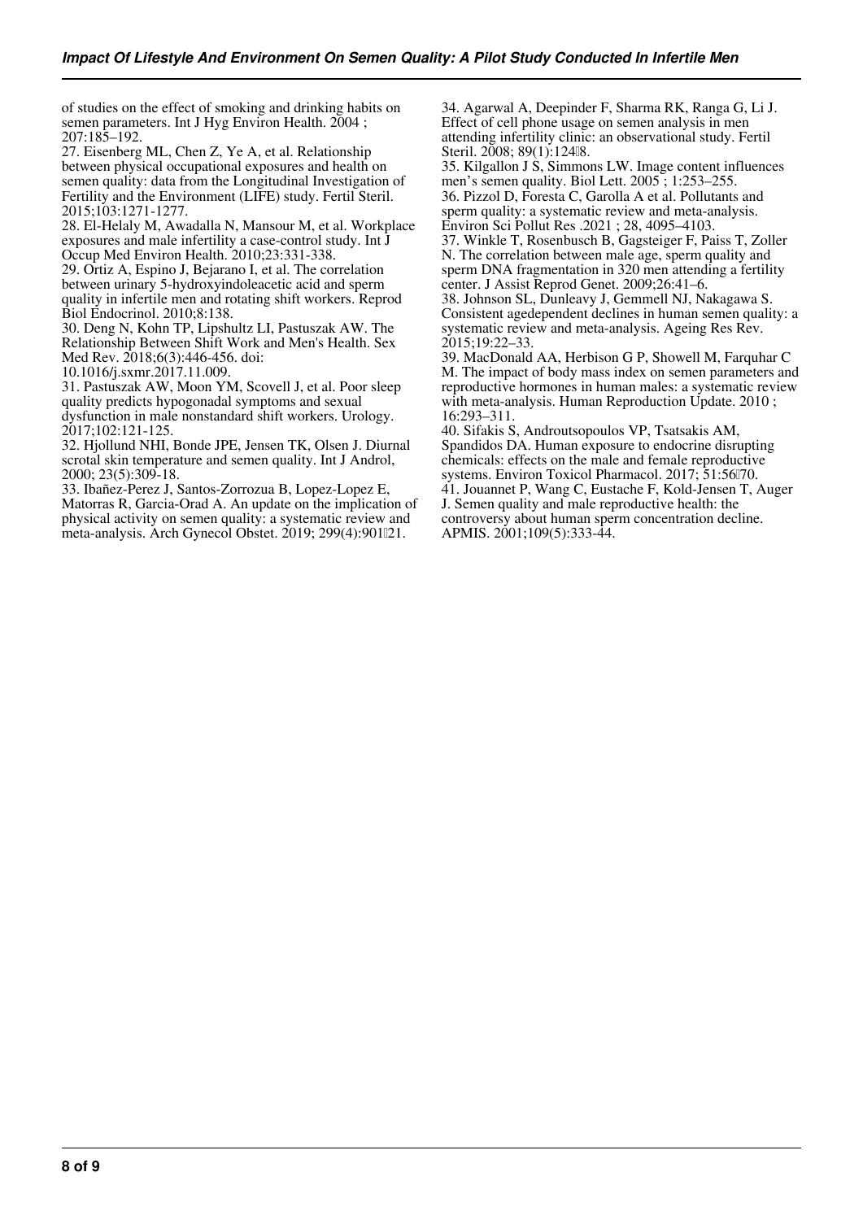of studies on the effect of smoking and drinking habits on semen parameters. Int J Hyg Environ Health. 2004 ; 207:185–192.

27. Eisenberg ML, Chen Z, Ye A, et al. Relationship between physical occupational exposures and health on semen quality: data from the Longitudinal Investigation of Fertility and the Environment (LIFE) study. Fertil Steril. 2015;103:1271-1277.

28. El-Helaly M, Awadalla N, Mansour M, et al. Workplace exposures and male infertility a case-control study. Int J Occup Med Environ Health. 2010;23:331-338.

29. Ortiz A, Espino J, Bejarano I, et al. The correlation between urinary 5-hydroxyindoleacetic acid and sperm quality in infertile men and rotating shift workers. Reprod Biol Endocrinol. 2010;8:138.

30. Deng N, Kohn TP, Lipshultz LI, Pastuszak AW. The Relationship Between Shift Work and Men's Health. Sex Med Rev. 2018;6(3):446-456. doi: 10.1016/j.sxmr.2017.11.009.

31. Pastuszak AW, Moon YM, Scovell J, et al. Poor sleep quality predicts hypogonadal symptoms and sexual dysfunction in male nonstandard shift workers. Urology. 2017;102:121-125.

32. Hjollund NHI, Bonde JPE, Jensen TK, Olsen J. Diurnal scrotal skin temperature and semen quality. Int J Androl, 2000; 23(5):309-18.

33. Ibañez-Perez J, Santos-Zorrozua B, Lopez-Lopez E, Matorras R, Garcia-Orad A. An update on the implication of physical activity on semen quality: a systematic review and meta-analysis. Arch Gynecol Obstet. 2019; 299(4):901‐21.

34. Agarwal A, Deepinder F, Sharma RK, Ranga G, Li J. Effect of cell phone usage on semen analysis in men attending infertility clinic: an observational study. Fertil Steril. 2008; 89(1):124‐8.

35. Kilgallon J S, Simmons LW. Image content influences men's semen quality. Biol Lett. 2005 ; 1:253–255.

36. Pizzol D, Foresta C, Garolla A et al. Pollutants and sperm quality: a systematic review and meta-analysis. Environ Sci Pollut Res .2021 ; 28, 4095–4103.

37. Winkle T, Rosenbusch B, Gagsteiger F, Paiss T, Zoller N. The correlation between male age, sperm quality and sperm DNA fragmentation in 320 men attending a fertility center. J Assist Reprod Genet. 2009;26:41–6.

38. Johnson SL, Dunleavy J, Gemmell NJ, Nakagawa S. Consistent agedependent declines in human semen quality: a systematic review and meta-analysis. Ageing Res Rev. 2015;19:22–33.

39. MacDonald AA, Herbison G P, Showell M, Farquhar C M. The impact of body mass index on semen parameters and reproductive hormones in human males: a systematic review with meta-analysis. Human Reproduction Update. 2010 ; 16:293–311.

40. Sifakis S, Androutsopoulos VP, Tsatsakis AM, Spandidos DA. Human exposure to endocrine disrupting chemicals: effects on the male and female reproductive systems. Environ Toxicol Pharmacol. 2017; 51:56‐70.

41. Jouannet P, Wang C, Eustache F, Kold-Jensen T, Auger J. Semen quality and male reproductive health: the controversy about human sperm concentration decline. APMIS. 2001;109(5):333-44.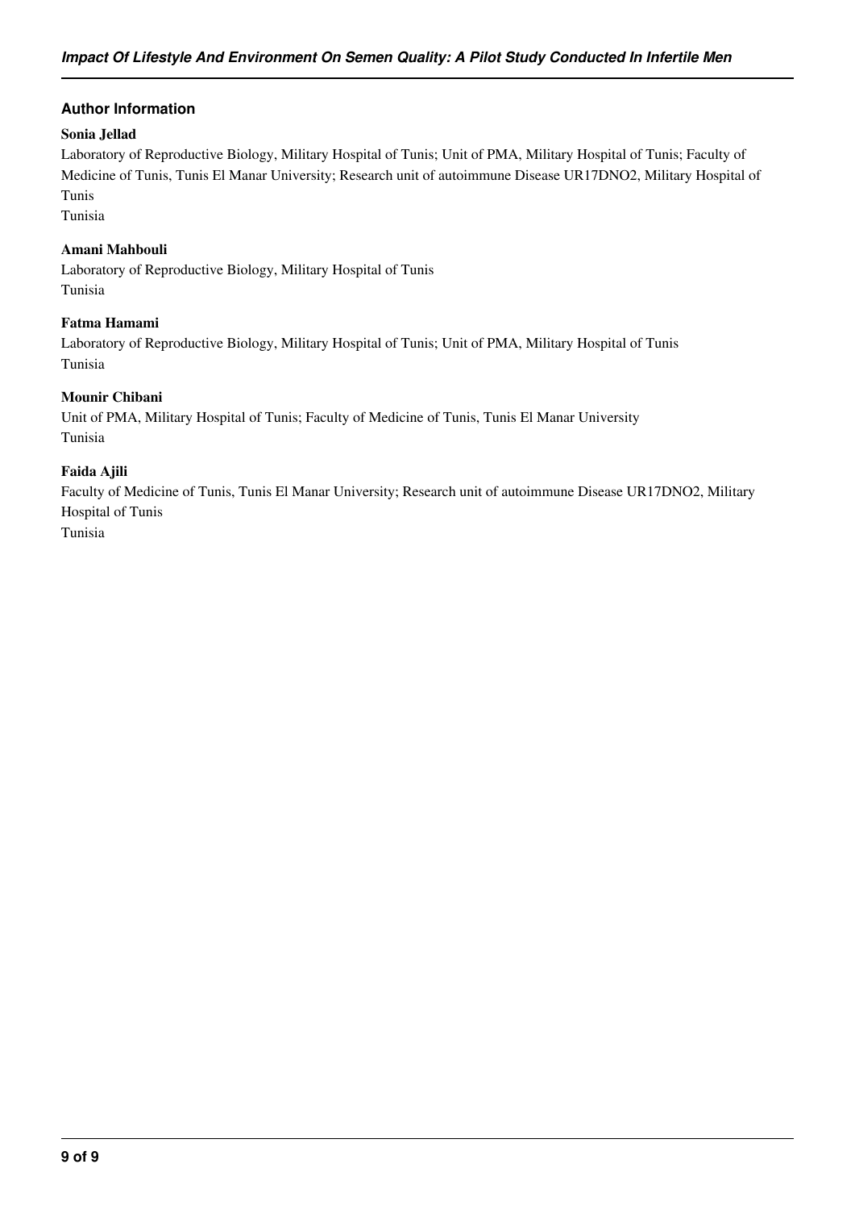## Author Information

**Sonia Jellad**

Laboratory of Reproductive Biology, Military Hospital of Tunis; Unit of PMA, Military Hospital of Tunis; Faculty of Medicine of Tunis, Tunis El Manar University; Research unit of autoimmune Disease UR17DNO2, Military Hospital of Tunis
Tunisia

**Amani Mahbouli**

Laboratory of Reproductive Biology, Military Hospital of Tunis
Tunisia

**Fatma Hamami**

Laboratory of Reproductive Biology, Military Hospital of Tunis; Unit of PMA, Military Hospital of Tunis
Tunisia

**Mounir Chibani**

Unit of PMA, Military Hospital of Tunis; Faculty of Medicine of Tunis, Tunis El Manar University
Tunisia

**Faida Ajili**

Faculty of Medicine of Tunis, Tunis El Manar University; Research unit of autoimmune Disease UR17DNO2, Military Hospital of Tunis
Tunisia